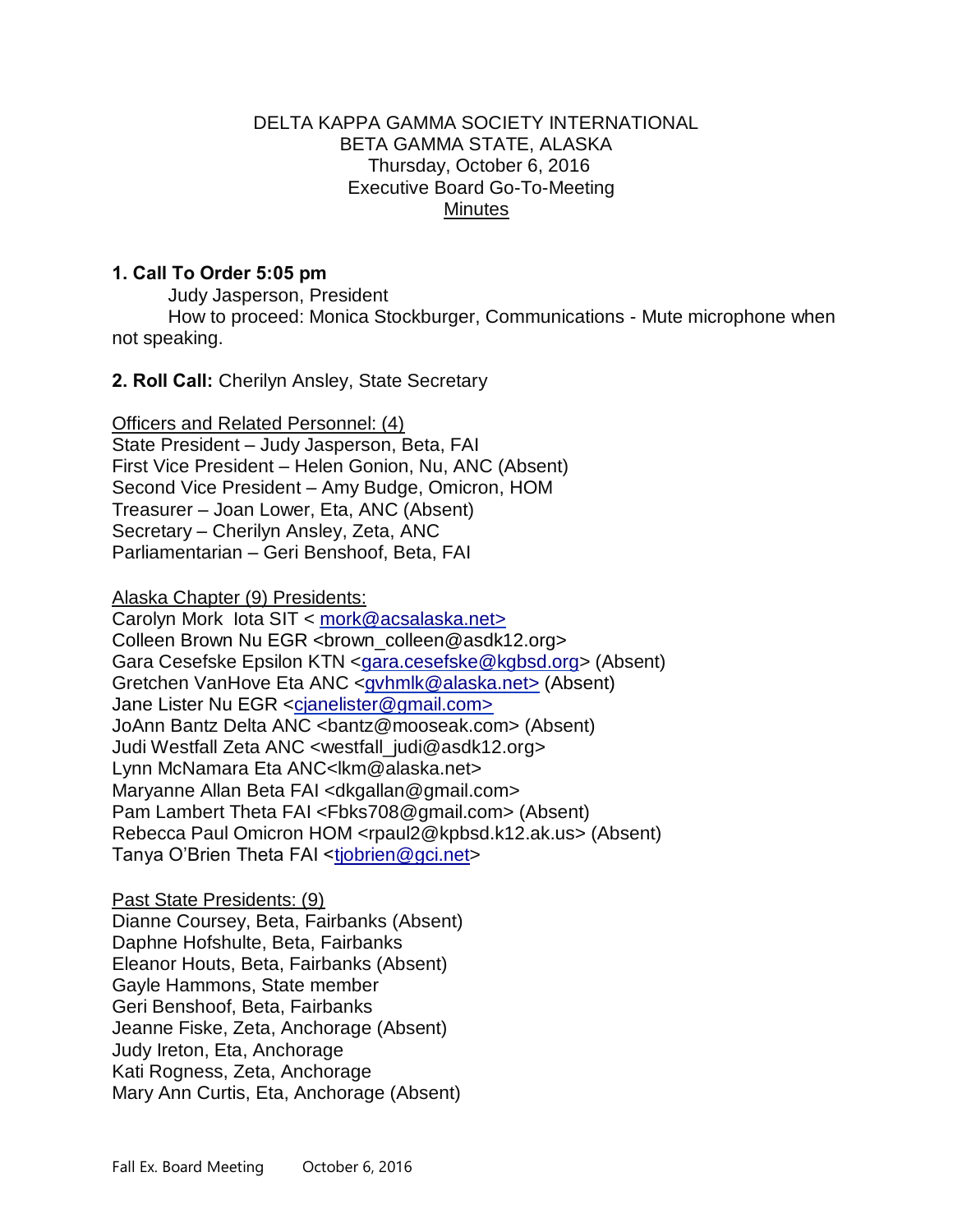DELTA KAPPA GAMMA SOCIETY INTERNATIONAL
BETA GAMMA STATE, ALASKA
Thursday, October 6, 2016
Executive Board Go-To-Meeting
Minutes

**1. Call To Order 5:05 pm**

Judy Jasperson, President

How to proceed: Monica Stockburger, Communications - Mute microphone when not speaking.

**2. Roll Call:** Cherilyn Ansley, State Secretary

Officers and Related Personnel: (4)
State President – Judy Jasperson, Beta, FAI
First Vice President – Helen Gonion, Nu, ANC (Absent)
Second Vice President – Amy Budge, Omicron, HOM
Treasurer – Joan Lower, Eta, ANC (Absent)
Secretary – Cherilyn Ansley, Zeta, ANC
Parliamentarian – Geri Benshoof, Beta, FAI

Alaska Chapter (9) Presidents:
Carolyn Mork Iota SIT < mork@acsalaska.net>
Colleen Brown Nu EGR <brown_colleen@asdk12.org>
Gara Cesefske Epsilon KTN <gara.cesefske@kgbsd.org> (Absent)
Gretchen VanHove Eta ANC <gvhmlk@alaska.net> (Absent)
Jane Lister Nu EGR <cjanelister@gmail.com>
JoAnn Bantz Delta ANC <bantz@mooseak.com> (Absent)
Judi Westfall Zeta ANC <westfall_judi@asdk12.org>
Lynn McNamara Eta ANC<lkm@alaska.net>
Maryanne Allan Beta FAI <dkgallan@gmail.com>
Pam Lambert Theta FAI <Fbks708@gmail.com> (Absent)
Rebecca Paul Omicron HOM <rpaul2@kpbsd.k12.ak.us> (Absent)
Tanya O'Brien Theta FAI <tjobrien@gci.net>

Past State Presidents: (9)
Dianne Coursey, Beta, Fairbanks (Absent)
Daphne Hofshulte, Beta, Fairbanks
Eleanor Houts, Beta, Fairbanks (Absent)
Gayle Hammons, State member
Geri Benshoof, Beta, Fairbanks
Jeanne Fiske, Zeta, Anchorage (Absent)
Judy Ireton, Eta, Anchorage
Kati Rogness, Zeta, Anchorage
Mary Ann Curtis, Eta, Anchorage (Absent)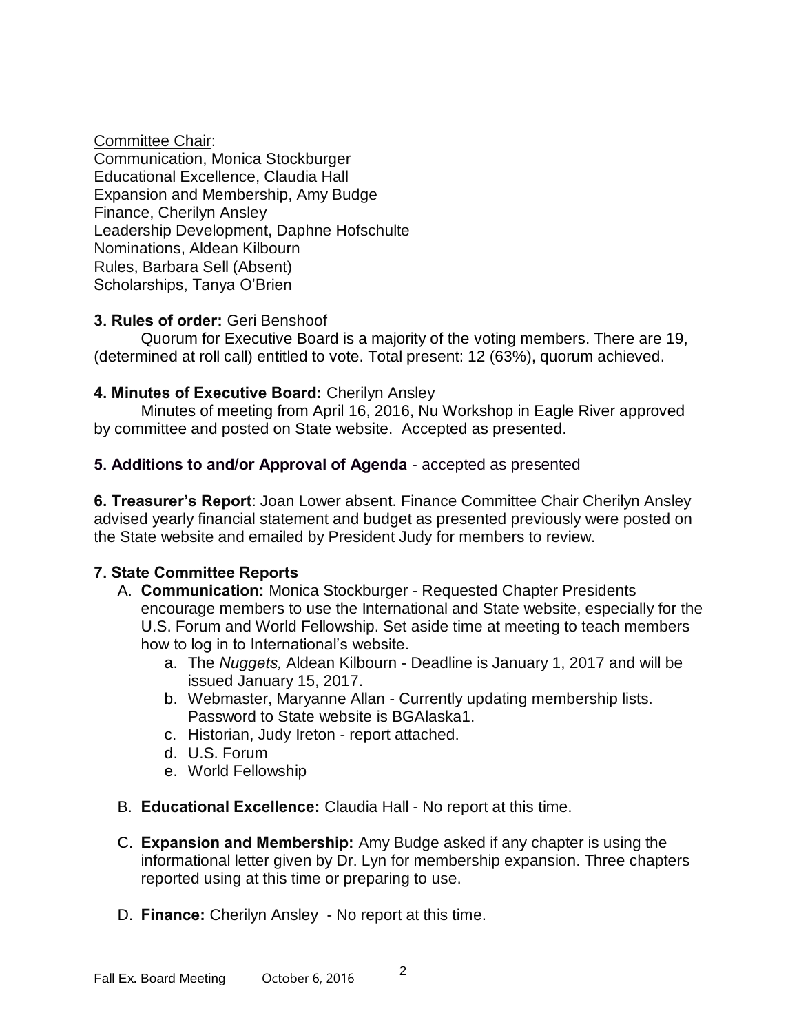Committee Chair:
Communication, Monica Stockburger
Educational Excellence, Claudia Hall
Expansion and Membership, Amy Budge
Finance, Cherilyn Ansley
Leadership Development, Daphne Hofschulte
Nominations, Aldean Kilbourn
Rules, Barbara Sell (Absent)
Scholarships, Tanya O'Brien

**3. Rules of order:** Geri Benshoof

Quorum for Executive Board is a majority of the voting members. There are 19, (determined at roll call) entitled to vote. Total present: 12 (63%), quorum achieved.

**4. Minutes of Executive Board:** Cherilyn Ansley

Minutes of meeting from April 16, 2016, Nu Workshop in Eagle River approved by committee and posted on State website. Accepted as presented.

**5. Additions to and/or Approval of Agenda** - accepted as presented

**6. Treasurer's Report**: Joan Lower absent. Finance Committee Chair Cherilyn Ansley advised yearly financial statement and budget as presented previously were posted on the State website and emailed by President Judy for members to review.

**7. State Committee Reports**

A. **Communication:** Monica Stockburger - Requested Chapter Presidents encourage members to use the International and State website, especially for the U.S. Forum and World Fellowship. Set aside time at meeting to teach members how to log in to International's website.
   a. The *Nuggets,* Aldean Kilbourn - Deadline is January 1, 2017 and will be issued January 15, 2017.
   b. Webmaster, Maryanne Allan - Currently updating membership lists. Password to State website is BGAlaska1.
   c. Historian, Judy Ireton - report attached.
   d. U.S. Forum
   e. World Fellowship

B. **Educational Excellence:** Claudia Hall - No report at this time.

C. **Expansion and Membership:** Amy Budge asked if any chapter is using the informational letter given by Dr. Lyn for membership expansion. Three chapters reported using at this time or preparing to use.

D. **Finance:** Cherilyn Ansley - No report at this time.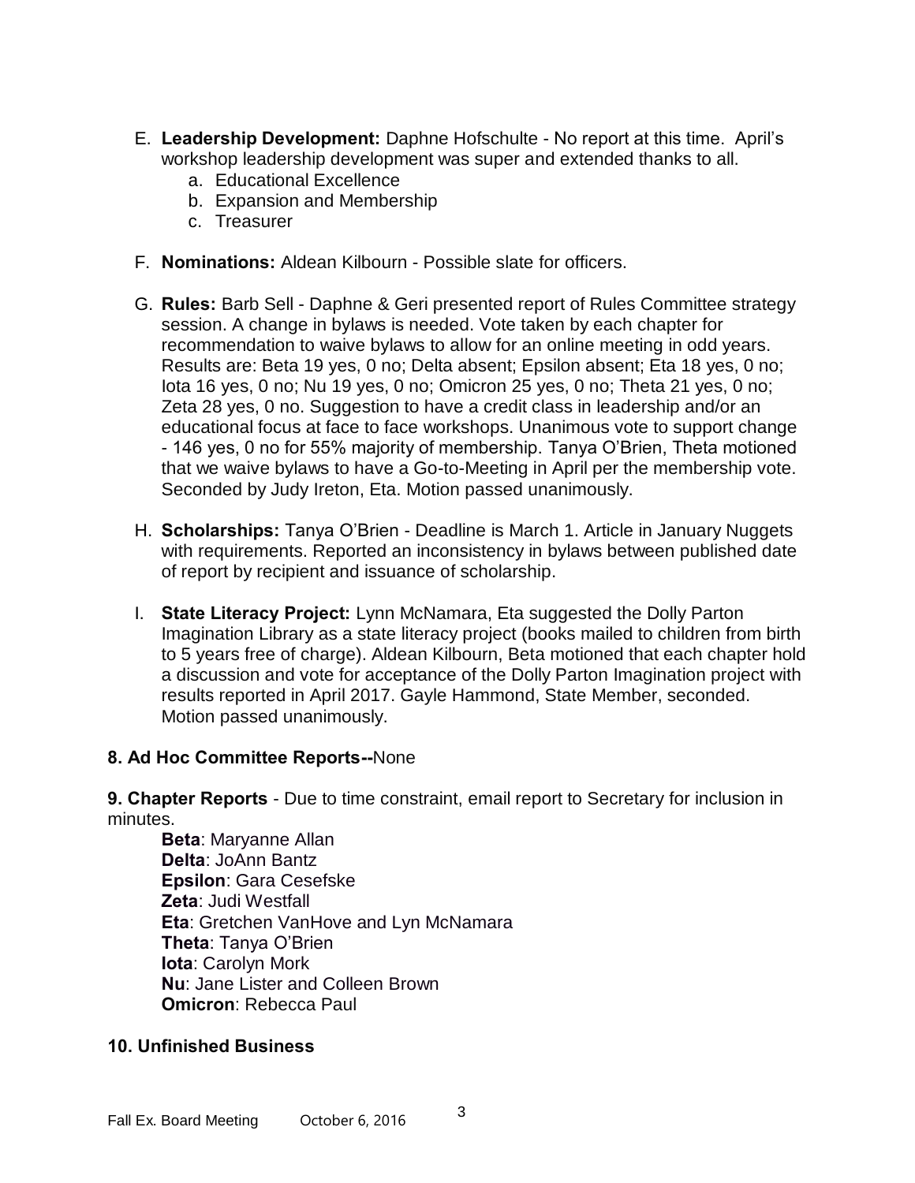E. **Leadership Development:** Daphne Hofschulte - No report at this time. April's workshop leadership development was super and extended thanks to all.
    a. Educational Excellence
    b. Expansion and Membership
    c. Treasurer

F. **Nominations:** Aldean Kilbourn - Possible slate for officers.

G. **Rules:** Barb Sell - Daphne & Geri presented report of Rules Committee strategy session. A change in bylaws is needed. Vote taken by each chapter for recommendation to waive bylaws to allow for an online meeting in odd years. Results are: Beta 19 yes, 0 no; Delta absent; Epsilon absent; Eta 18 yes, 0 no; Iota 16 yes, 0 no; Nu 19 yes, 0 no; Omicron 25 yes, 0 no; Theta 21 yes, 0 no; Zeta 28 yes, 0 no. Suggestion to have a credit class in leadership and/or an educational focus at face to face workshops. Unanimous vote to support change - 146 yes, 0 no for 55% majority of membership. Tanya O'Brien, Theta motioned that we waive bylaws to have a Go-to-Meeting in April per the membership vote. Seconded by Judy Ireton, Eta. Motion passed unanimously.

H. **Scholarships:** Tanya O'Brien - Deadline is March 1. Article in January Nuggets with requirements. Reported an inconsistency in bylaws between published date of report by recipient and issuance of scholarship.

I. **State Literacy Project:** Lynn McNamara, Eta suggested the Dolly Parton Imagination Library as a state literacy project (books mailed to children from birth to 5 years free of charge). Aldean Kilbourn, Beta motioned that each chapter hold a discussion and vote for acceptance of the Dolly Parton Imagination project with results reported in April 2017. Gayle Hammond, State Member, seconded. Motion passed unanimously.

**8. Ad Hoc Committee Reports--**None

**9. Chapter Reports** - Due to time constraint, email report to Secretary for inclusion in minutes.

**Beta**: Maryanne Allan
**Delta**: JoAnn Bantz
**Epsilon**: Gara Cesefske
**Zeta**: Judi Westfall
**Eta**: Gretchen VanHove and Lyn McNamara
**Theta**: Tanya O'Brien
**Iota**: Carolyn Mork
**Nu**: Jane Lister and Colleen Brown
**Omicron**: Rebecca Paul

**10. Unfinished Business**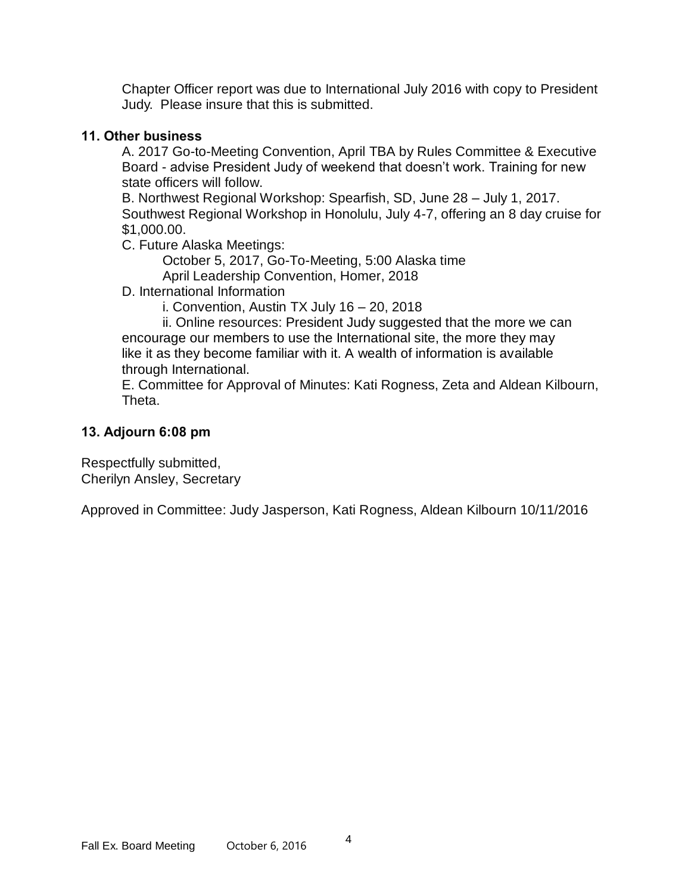Chapter Officer report was due to International July 2016 with copy to President Judy. Please insure that this is submitted.

**11. Other business**

A. 2017 Go-to-Meeting Convention, April TBA by Rules Committee & Executive Board - advise President Judy of weekend that doesn't work. Training for new state officers will follow.

B. Northwest Regional Workshop: Spearfish, SD, June 28 – July 1, 2017. Southwest Regional Workshop in Honolulu, July 4-7, offering an 8 day cruise for $1,000.00.

C. Future Alaska Meetings:

October 5, 2017, Go-To-Meeting, 5:00 Alaska time
April Leadership Convention, Homer, 2018

D. International Information

i. Convention, Austin TX July 16 – 20, 2018

ii. Online resources: President Judy suggested that the more we can encourage our members to use the International site, the more they may like it as they become familiar with it. A wealth of information is available through International.

E. Committee for Approval of Minutes: Kati Rogness, Zeta and Aldean Kilbourn, Theta.

**13. Adjourn 6:08 pm**

Respectfully submitted,
Cherilyn Ansley, Secretary

Approved in Committee: Judy Jasperson, Kati Rogness, Aldean Kilbourn 10/11/2016